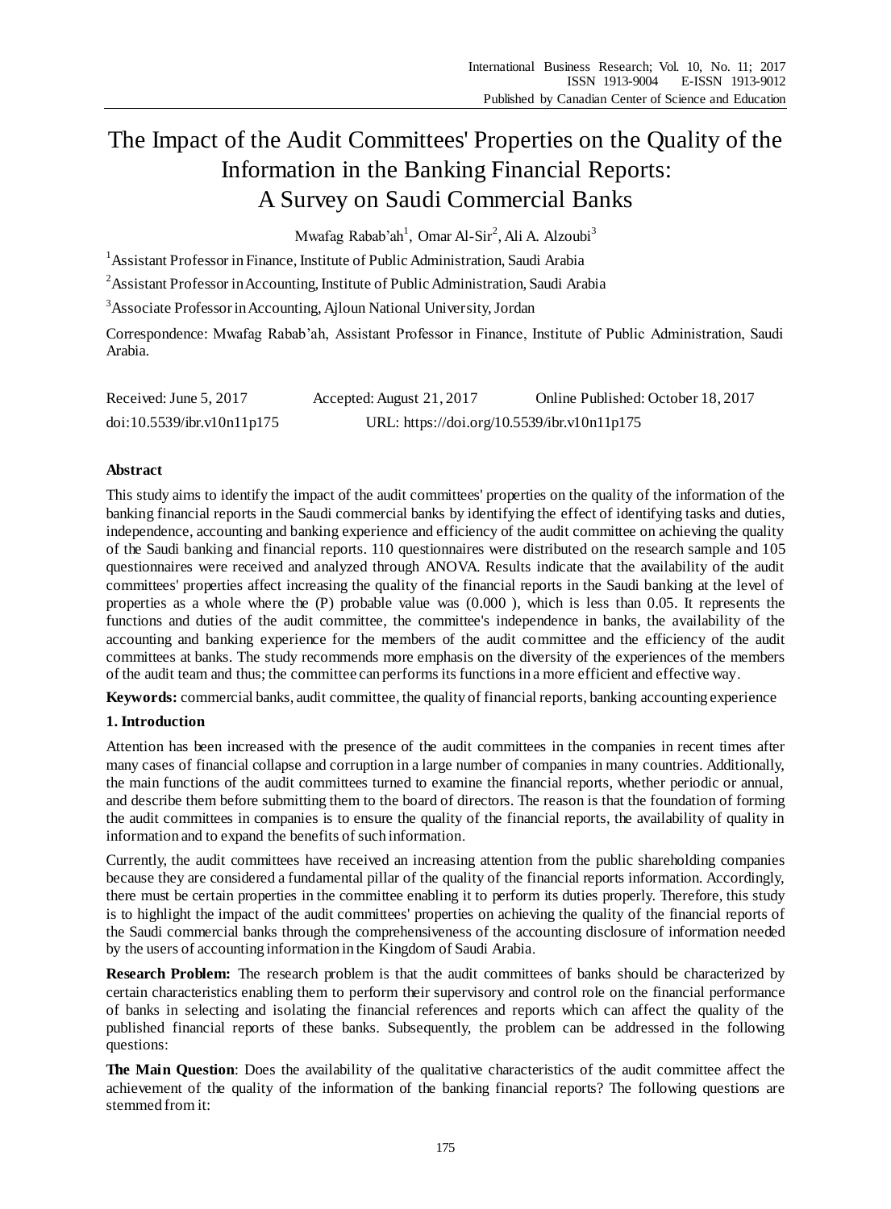# The Impact of the Audit Committees' Properties on the Quality of the Information in the Banking Financial Reports: A Survey on Saudi Commercial Banks

Mwafag Rabab'ah[1], Omar Al-Sir[2], Ali A. Alzoubi[3]

[1] Assistant Professor in Finance, Institute of Public Administration, Saudi Arabia

[2] Assistant Professor in Accounting, Institute of Public Administration, Saudi Arabia

[3] Associate Professor in Accounting, Ajloun National University, Jordan

Correspondence: Mwafag Rabab'ah, Assistant Professor in Finance, Institute of Public Administration, Saudi Arabia.

Received: June 5, 2017 Accepted: August 21, 2017 Online Published: October 18, 2017

doi:10.5539/ibr.v10n11p175 URL: https://doi.org/10.5539/ibr.v10n11p175

## Abstract

This study aims to identify the impact of the audit committees' properties on the quality of the information of the banking financial reports in the Saudi commercial banks by identifying the effect of identifying tasks and duties, independence, accounting and banking experience and efficiency of the audit committee on achieving the quality of the Saudi banking and financial reports. 110 questionnaires were distributed on the research sample and 105 questionnaires were received and analyzed through ANOVA. Results indicate that the availability of the audit committees' properties affect increasing the quality of the financial reports in the Saudi banking at the level of properties as a whole where the (P) probable value was (0.000 ), which is less than 0.05. It represents the functions and duties of the audit committee, the committee's independence in banks, the availability of the accounting and banking experience for the members of the audit committee and the efficiency of the audit committees at banks. The study recommends more emphasis on the diversity of the experiences of the members of the audit team and thus; the committee can performs its functions in a more efficient and effective way.

**Keywords:** commercial banks, audit committee, the quality of financial reports, banking accounting experience

## 1. Introduction

Attention has been increased with the presence of the audit committees in the companies in recent times after many cases of financial collapse and corruption in a large number of companies in many countries. Additionally, the main functions of the audit committees turned to examine the financial reports, whether periodic or annual, and describe them before submitting them to the board of directors. The reason is that the foundation of forming the audit committees in companies is to ensure the quality of the financial reports, the availability of quality in information and to expand the benefits of such information.

Currently, the audit committees have received an increasing attention from the public shareholding companies because they are considered a fundamental pillar of the quality of the financial reports information. Accordingly, there must be certain properties in the committee enabling it to perform its duties properly. Therefore, this study is to highlight the impact of the audit committees' properties on achieving the quality of the financial reports of the Saudi commercial banks through the comprehensiveness of the accounting disclosure of information needed by the users of accounting information in the Kingdom of Saudi Arabia.

**Research Problem:** The research problem is that the audit committees of banks should be characterized by certain characteristics enabling them to perform their supervisory and control role on the financial performance of banks in selecting and isolating the financial references and reports which can affect the quality of the published financial reports of these banks. Subsequently, the problem can be addressed in the following questions:

**The Main Question**: Does the availability of the qualitative characteristics of the audit committee affect the achievement of the quality of the information of the banking financial reports? The following questions are stemmed from it: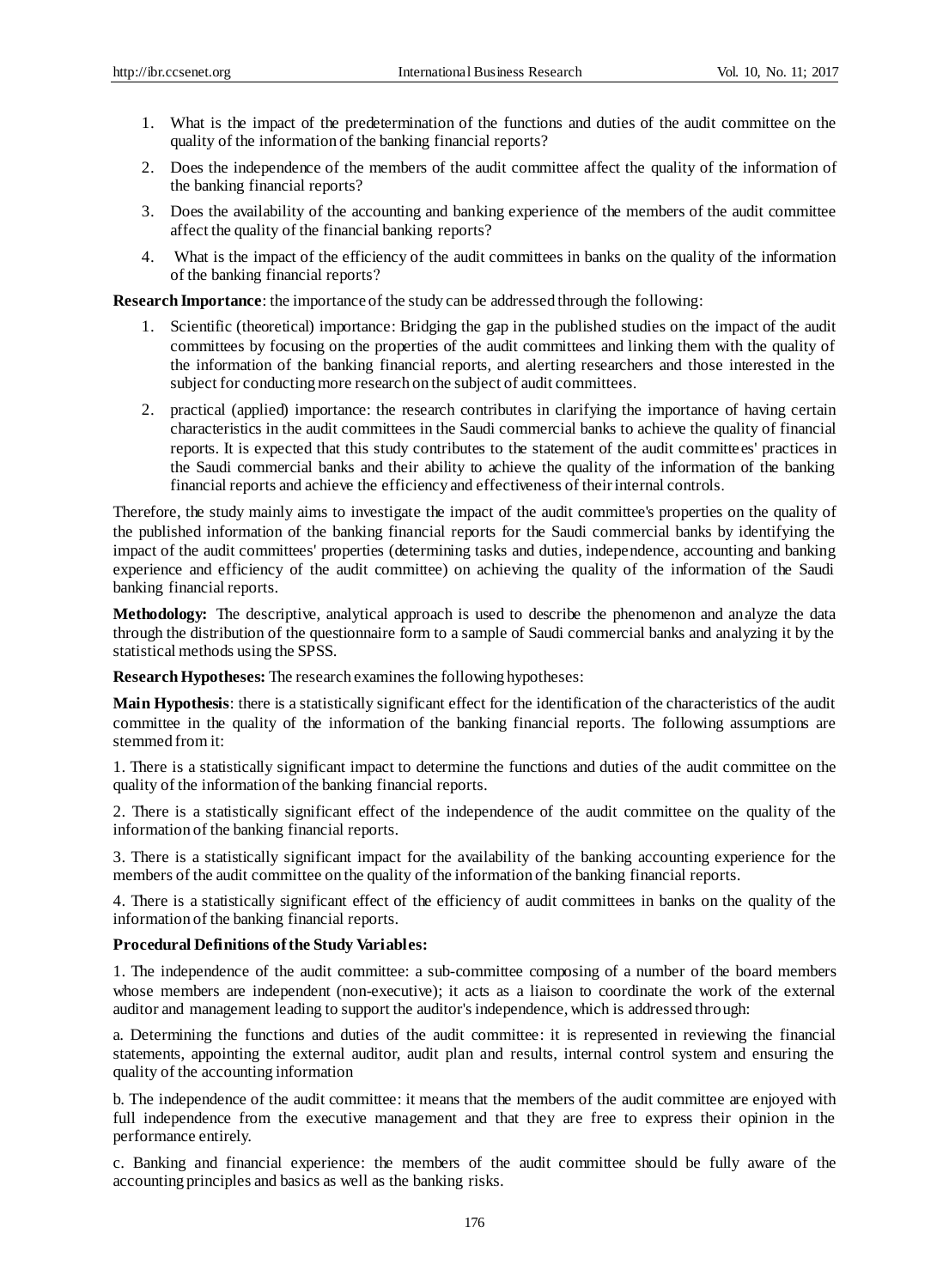1. What is the impact of the predetermination of the functions and duties of the audit committee on the quality of the information of the banking financial reports?
2. Does the independence of the members of the audit committee affect the quality of the information of the banking financial reports?
3. Does the availability of the accounting and banking experience of the members of the audit committee affect the quality of the financial banking reports?
4. What is the impact of the efficiency of the audit committees in banks on the quality of the information of the banking financial reports?

**Research Importance**: the importance of the study can be addressed through the following:

1. Scientific (theoretical) importance: Bridging the gap in the published studies on the impact of the audit committees by focusing on the properties of the audit committees and linking them with the quality of the information of the banking financial reports, and alerting researchers and those interested in the subject for conducting more research on the subject of audit committees.
2. practical (applied) importance: the research contributes in clarifying the importance of having certain characteristics in the audit committees in the Saudi commercial banks to achieve the quality of financial reports. It is expected that this study contributes to the statement of the audit committees' practices in the Saudi commercial banks and their ability to achieve the quality of the information of the banking financial reports and achieve the efficiency and effectiveness of their internal controls.

Therefore, the study mainly aims to investigate the impact of the audit committee's properties on the quality of the published information of the banking financial reports for the Saudi commercial banks by identifying the impact of the audit committees' properties (determining tasks and duties, independence, accounting and banking experience and efficiency of the audit committee) on achieving the quality of the information of the Saudi banking financial reports.

**Methodology:** The descriptive, analytical approach is used to describe the phenomenon and analyze the data through the distribution of the questionnaire form to a sample of Saudi commercial banks and analyzing it by the statistical methods using the SPSS.

**Research Hypotheses:** The research examines the following hypotheses:

**Main Hypothesis**: there is a statistically significant effect for the identification of the characteristics of the audit committee in the quality of the information of the banking financial reports. The following assumptions are stemmed from it:

1. There is a statistically significant impact to determine the functions and duties of the audit committee on the quality of the information of the banking financial reports.

2. There is a statistically significant effect of the independence of the audit committee on the quality of the information of the banking financial reports.

3. There is a statistically significant impact for the availability of the banking accounting experience for the members of the audit committee on the quality of the information of the banking financial reports.

4. There is a statistically significant effect of the efficiency of audit committees in banks on the quality of the information of the banking financial reports.

**Procedural Definitions of the Study Variables:**

1. The independence of the audit committee: a sub-committee composing of a number of the board members whose members are independent (non-executive); it acts as a liaison to coordinate the work of the external auditor and management leading to support the auditor's independence, which is addressed through:

a. Determining the functions and duties of the audit committee: it is represented in reviewing the financial statements, appointing the external auditor, audit plan and results, internal control system and ensuring the quality of the accounting information

b. The independence of the audit committee: it means that the members of the audit committee are enjoyed with full independence from the executive management and that they are free to express their opinion in the performance entirely.

c. Banking and financial experience: the members of the audit committee should be fully aware of the accounting principles and basics as well as the banking risks.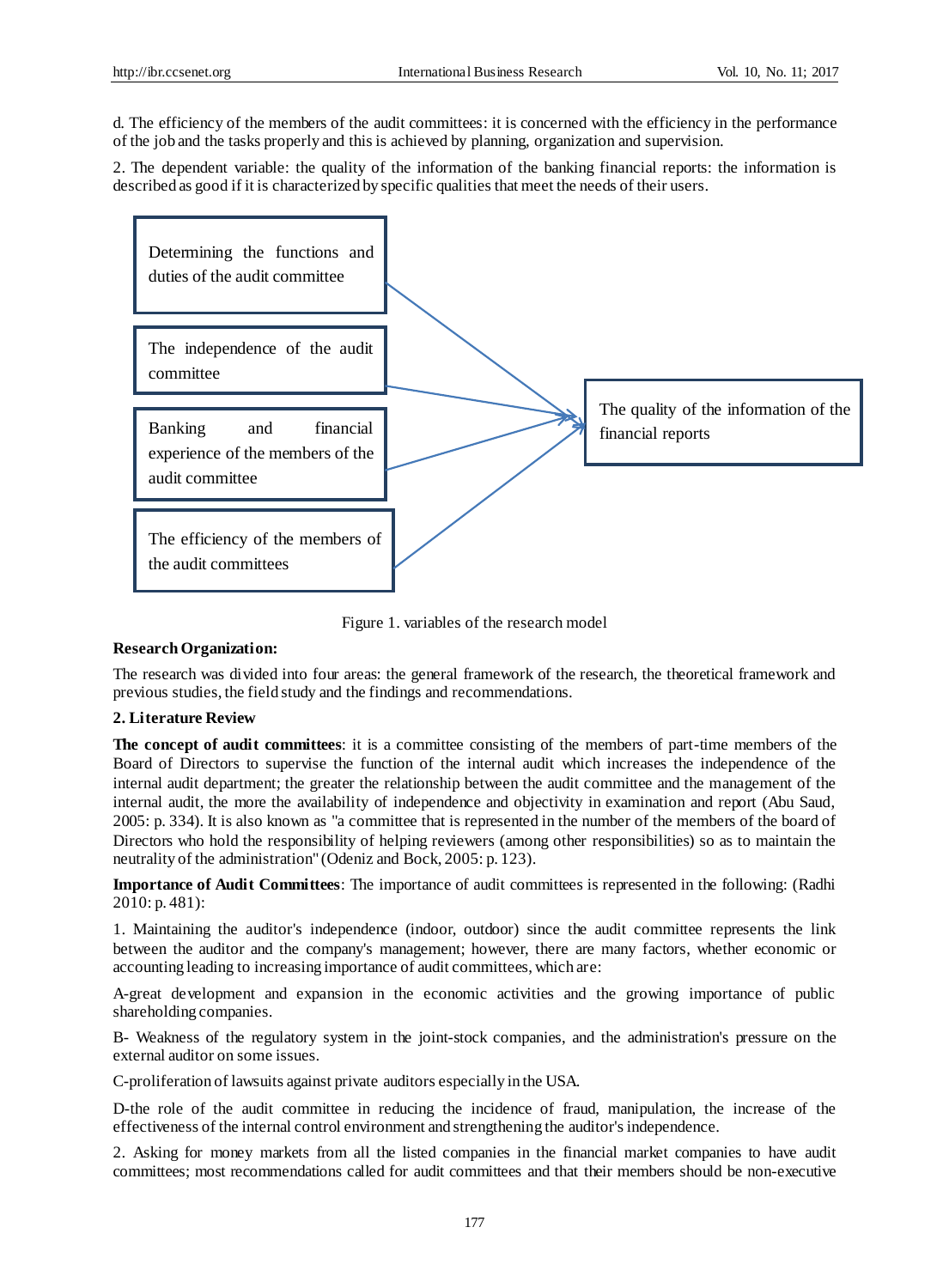d. The efficiency of the members of the audit committees: it is concerned with the efficiency in the performance of the job and the tasks properly and this is achieved by planning, organization and supervision.

2. The dependent variable: the quality of the information of the banking financial reports: the information is described as good if it is characterized by specific qualities that meet the needs of their users.

Determining the functions and duties of the audit committee

The independence of the audit committee

Banking and financial experience of the members of the audit committee

The efficiency of the members of the audit committees

The quality of the information of the financial reports

Figure 1. variables of the research model

**Research Organization:**

The research was divided into four areas: the general framework of the research, the theoretical framework and previous studies, the field study and the findings and recommendations.

## 2. Literature Review

**The concept of audit committees**: it is a committee consisting of the members of part-time members of the Board of Directors to supervise the function of the internal audit which increases the independence of the internal audit department; the greater the relationship between the audit committee and the management of the internal audit, the more the availability of independence and objectivity in examination and report (Abu Saud, 2005: p. 334). It is also known as "a committee that is represented in the number of the members of the board of Directors who hold the responsibility of helping reviewers (among other responsibilities) so as to maintain the neutrality of the administration" (Odeniz and Bock, 2005: p. 123).

**Importance of Audit Committees**: The importance of audit committees is represented in the following: (Radhi 2010: p. 481):

1. Maintaining the auditor's independence (indoor, outdoor) since the audit committee represents the link between the auditor and the company's management; however, there are many factors, whether economic or accounting leading to increasing importance of audit committees, which are:

A-great development and expansion in the economic activities and the growing importance of public shareholding companies.

B- Weakness of the regulatory system in the joint-stock companies, and the administration's pressure on the external auditor on some issues.

C-proliferation of lawsuits against private auditors especially in the USA.

D-the role of the audit committee in reducing the incidence of fraud, manipulation, the increase of the effectiveness of the internal control environment and strengthening the auditor's independence.

2. Asking for money markets from all the listed companies in the financial market companies to have audit committees; most recommendations called for audit committees and that their members should be non-executive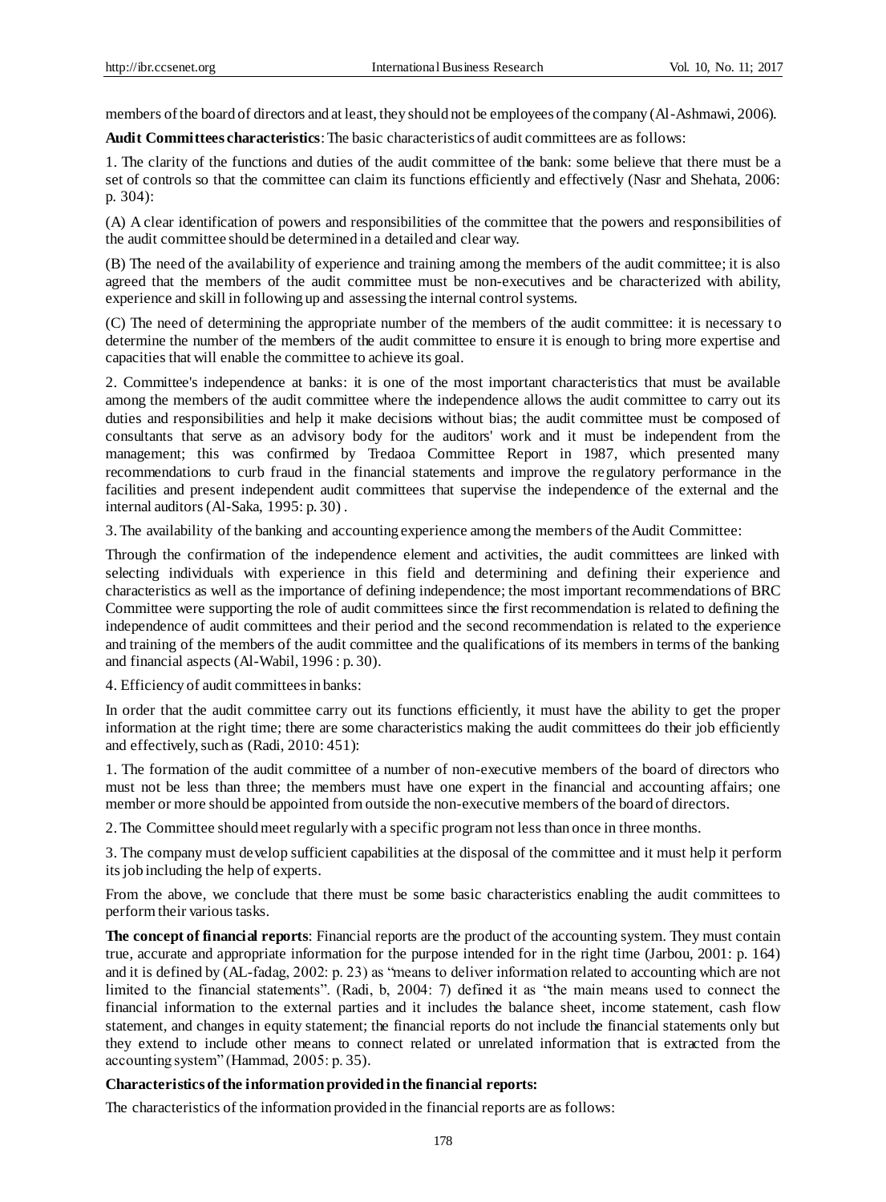members of the board of directors and at least, they should not be employees of the company (Al-Ashmawi, 2006).

**Audit Committees characteristics**: The basic characteristics of audit committees are as follows:

1. The clarity of the functions and duties of the audit committee of the bank: some believe that there must be a set of controls so that the committee can claim its functions efficiently and effectively (Nasr and Shehata, 2006: p. 304):

(A) A clear identification of powers and responsibilities of the committee that the powers and responsibilities of the audit committee should be determined in a detailed and clear way.

(B) The need of the availability of experience and training among the members of the audit committee; it is also agreed that the members of the audit committee must be non-executives and be characterized with ability, experience and skill in following up and assessing the internal control systems.

(C) The need of determining the appropriate number of the members of the audit committee: it is necessary to determine the number of the members of the audit committee to ensure it is enough to bring more expertise and capacities that will enable the committee to achieve its goal.

2. Committee's independence at banks: it is one of the most important characteristics that must be available among the members of the audit committee where the independence allows the audit committee to carry out its duties and responsibilities and help it make decisions without bias; the audit committee must be composed of consultants that serve as an advisory body for the auditors' work and it must be independent from the management; this was confirmed by Tredaoa Committee Report in 1987, which presented many recommendations to curb fraud in the financial statements and improve the regulatory performance in the facilities and present independent audit committees that supervise the independence of the external and the internal auditors (Al-Saka, 1995: p. 30).

3. The availability of the banking and accounting experience among the members of the Audit Committee:

Through the confirmation of the independence element and activities, the audit committees are linked with selecting individuals with experience in this field and determining and defining their experience and characteristics as well as the importance of defining independence; the most important recommendations of BRC Committee were supporting the role of audit committees since the first recommendation is related to defining the independence of audit committees and their period and the second recommendation is related to the experience and training of the members of the audit committee and the qualifications of its members in terms of the banking and financial aspects (Al-Wabil, 1996 : p. 30).

4. Efficiency of audit committees in banks:

In order that the audit committee carry out its functions efficiently, it must have the ability to get the proper information at the right time; there are some characteristics making the audit committees do their job efficiently and effectively, such as (Radi, 2010: 451):

1. The formation of the audit committee of a number of non-executive members of the board of directors who must not be less than three; the members must have one expert in the financial and accounting affairs; one member or more should be appointed from outside the non-executive members of the board of directors.

2. The Committee should meet regularly with a specific program not less than once in three months.

3. The company must develop sufficient capabilities at the disposal of the committee and it must help it perform its job including the help of experts.

From the above, we conclude that there must be some basic characteristics enabling the audit committees to perform their various tasks.

**The concept of financial reports**: Financial reports are the product of the accounting system. They must contain true, accurate and appropriate information for the purpose intended for in the right time (Jarbou, 2001: p. 164) and it is defined by (AL-fadag, 2002: p. 23) as "means to deliver information related to accounting which are not limited to the financial statements". (Radi, b, 2004: 7) defined it as "the main means used to connect the financial information to the external parties and it includes the balance sheet, income statement, cash flow statement, and changes in equity statement; the financial reports do not include the financial statements only but they extend to include other means to connect related or unrelated information that is extracted from the accounting system" (Hammad, 2005: p. 35).

**Characteristics of the information provided in the financial reports:**

The characteristics of the information provided in the financial reports are as follows: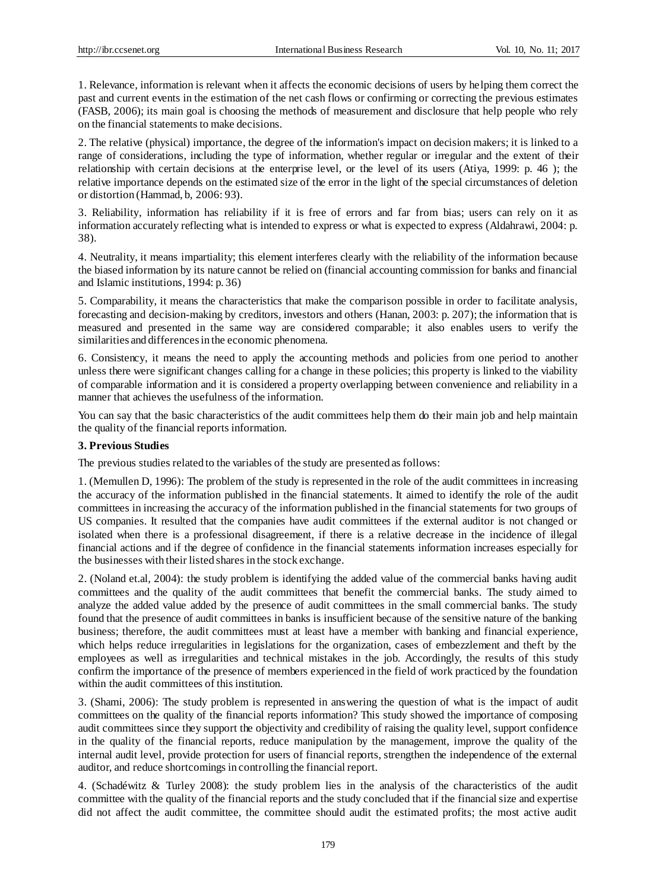1. Relevance, information is relevant when it affects the economic decisions of users by helping them correct the past and current events in the estimation of the net cash flows or confirming or correcting the previous estimates (FASB, 2006); its main goal is choosing the methods of measurement and disclosure that help people who rely on the financial statements to make decisions.

2. The relative (physical) importance, the degree of the information's impact on decision makers; it is linked to a range of considerations, including the type of information, whether regular or irregular and the extent of their relationship with certain decisions at the enterprise level, or the level of its users (Atiya, 1999: p. 46 ); the relative importance depends on the estimated size of the error in the light of the special circumstances of deletion or distortion (Hammad, b, 2006: 93).

3. Reliability, information has reliability if it is free of errors and far from bias; users can rely on it as information accurately reflecting what is intended to express or what is expected to express (Aldahrawi, 2004: p. 38).

4. Neutrality, it means impartiality; this element interferes clearly with the reliability of the information because the biased information by its nature cannot be relied on (financial accounting commission for banks and financial and Islamic institutions, 1994: p. 36)

5. Comparability, it means the characteristics that make the comparison possible in order to facilitate analysis, forecasting and decision-making by creditors, investors and others (Hanan, 2003: p. 207); the information that is measured and presented in the same way are considered comparable; it also enables users to verify the similarities and differences in the economic phenomena.

6. Consistency, it means the need to apply the accounting methods and policies from one period to another unless there were significant changes calling for a change in these policies; this property is linked to the viability of comparable information and it is considered a property overlapping between convenience and reliability in a manner that achieves the usefulness of the information.

You can say that the basic characteristics of the audit committees help them do their main job and help maintain the quality of the financial reports information.

## 3. Previous Studies

The previous studies related to the variables of the study are presented as follows:

1. (Memullen D, 1996): The problem of the study is represented in the role of the audit committees in increasing the accuracy of the information published in the financial statements. It aimed to identify the role of the audit committees in increasing the accuracy of the information published in the financial statements for two groups of US companies. It resulted that the companies have audit committees if the external auditor is not changed or isolated when there is a professional disagreement, if there is a relative decrease in the incidence of illegal financial actions and if the degree of confidence in the financial statements information increases especially for the businesses with their listed shares in the stock exchange.

2. (Noland et.al, 2004): the study problem is identifying the added value of the commercial banks having audit committees and the quality of the audit committees that benefit the commercial banks. The study aimed to analyze the added value added by the presence of audit committees in the small commercial banks. The study found that the presence of audit committees in banks is insufficient because of the sensitive nature of the banking business; therefore, the audit committees must at least have a member with banking and financial experience, which helps reduce irregularities in legislations for the organization, cases of embezzlement and theft by the employees as well as irregularities and technical mistakes in the job. Accordingly, the results of this study confirm the importance of the presence of members experienced in the field of work practiced by the foundation within the audit committees of this institution.

3. (Shami, 2006): The study problem is represented in answering the question of what is the impact of audit committees on the quality of the financial reports information? This study showed the importance of composing audit committees since they support the objectivity and credibility of raising the quality level, support confidence in the quality of the financial reports, reduce manipulation by the management, improve the quality of the internal audit level, provide protection for users of financial reports, strengthen the independence of the external auditor, and reduce shortcomings in controlling the financial report.

4. (Schadéwitz & Turley 2008): the study problem lies in the analysis of the characteristics of the audit committee with the quality of the financial reports and the study concluded that if the financial size and expertise did not affect the audit committee, the committee should audit the estimated profits; the most active audit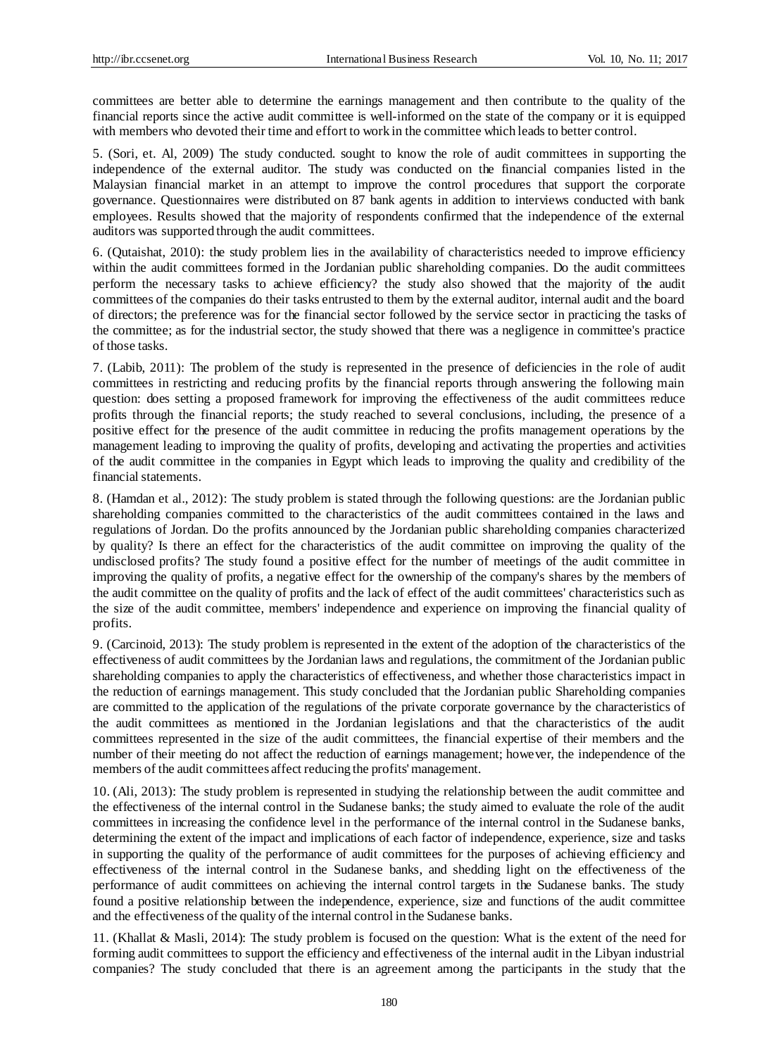committees are better able to determine the earnings management and then contribute to the quality of the financial reports since the active audit committee is well-informed on the state of the company or it is equipped with members who devoted their time and effort to work in the committee which leads to better control.

5. (Sori, et. Al, 2009) The study conducted. sought to know the role of audit committees in supporting the independence of the external auditor. The study was conducted on the financial companies listed in the Malaysian financial market in an attempt to improve the control procedures that support the corporate governance. Questionnaires were distributed on 87 bank agents in addition to interviews conducted with bank employees. Results showed that the majority of respondents confirmed that the independence of the external auditors was supported through the audit committees.

6. (Qutaishat, 2010): the study problem lies in the availability of characteristics needed to improve efficiency within the audit committees formed in the Jordanian public shareholding companies. Do the audit committees perform the necessary tasks to achieve efficiency? the study also showed that the majority of the audit committees of the companies do their tasks entrusted to them by the external auditor, internal audit and the board of directors; the preference was for the financial sector followed by the service sector in practicing the tasks of the committee; as for the industrial sector, the study showed that there was a negligence in committee's practice of those tasks.

7. (Labib, 2011): The problem of the study is represented in the presence of deficiencies in the role of audit committees in restricting and reducing profits by the financial reports through answering the following main question: does setting a proposed framework for improving the effectiveness of the audit committees reduce profits through the financial reports; the study reached to several conclusions, including, the presence of a positive effect for the presence of the audit committee in reducing the profits management operations by the management leading to improving the quality of profits, developing and activating the properties and activities of the audit committee in the companies in Egypt which leads to improving the quality and credibility of the financial statements.

8. (Hamdan et al., 2012): The study problem is stated through the following questions: are the Jordanian public shareholding companies committed to the characteristics of the audit committees contained in the laws and regulations of Jordan. Do the profits announced by the Jordanian public shareholding companies characterized by quality? Is there an effect for the characteristics of the audit committee on improving the quality of the undisclosed profits? The study found a positive effect for the number of meetings of the audit committee in improving the quality of profits, a negative effect for the ownership of the company's shares by the members of the audit committee on the quality of profits and the lack of effect of the audit committees' characteristics such as the size of the audit committee, members' independence and experience on improving the financial quality of profits.

9. (Carcinoid, 2013): The study problem is represented in the extent of the adoption of the characteristics of the effectiveness of audit committees by the Jordanian laws and regulations, the commitment of the Jordanian public shareholding companies to apply the characteristics of effectiveness, and whether those characteristics impact in the reduction of earnings management. This study concluded that the Jordanian public Shareholding companies are committed to the application of the regulations of the private corporate governance by the characteristics of the audit committees as mentioned in the Jordanian legislations and that the characteristics of the audit committees represented in the size of the audit committees, the financial expertise of their members and the number of their meeting do not affect the reduction of earnings management; however, the independence of the members of the audit committees affect reducing the profits' management.

10. (Ali, 2013): The study problem is represented in studying the relationship between the audit committee and the effectiveness of the internal control in the Sudanese banks; the study aimed to evaluate the role of the audit committees in increasing the confidence level in the performance of the internal control in the Sudanese banks, determining the extent of the impact and implications of each factor of independence, experience, size and tasks in supporting the quality of the performance of audit committees for the purposes of achieving efficiency and effectiveness of the internal control in the Sudanese banks, and shedding light on the effectiveness of the performance of audit committees on achieving the internal control targets in the Sudanese banks. The study found a positive relationship between the independence, experience, size and functions of the audit committee and the effectiveness of the quality of the internal control in the Sudanese banks.

11. (Khallat & Masli, 2014): The study problem is focused on the question: What is the extent of the need for forming audit committees to support the efficiency and effectiveness of the internal audit in the Libyan industrial companies? The study concluded that there is an agreement among the participants in the study that the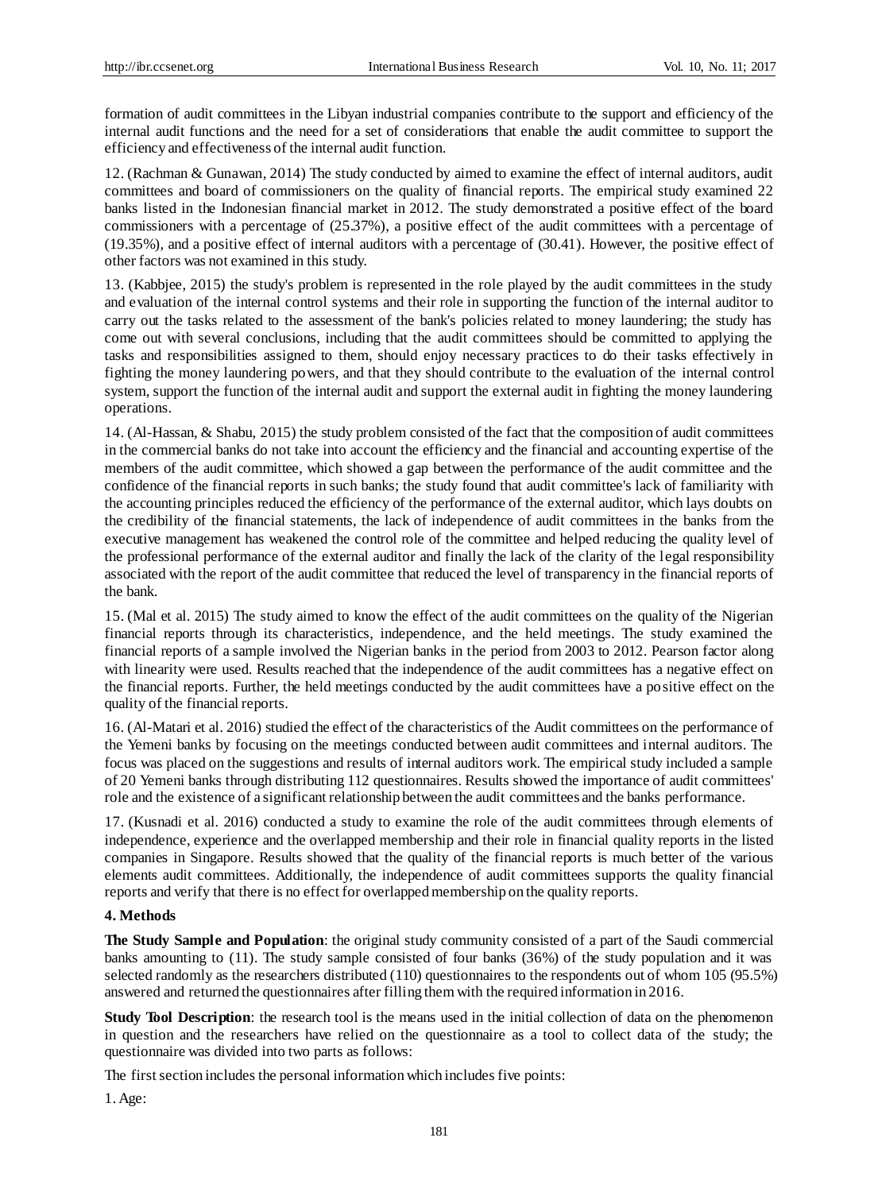formation of audit committees in the Libyan industrial companies contribute to the support and efficiency of the internal audit functions and the need for a set of considerations that enable the audit committee to support the efficiency and effectiveness of the internal audit function.

12. (Rachman & Gunawan, 2014) The study conducted by aimed to examine the effect of internal auditors, audit committees and board of commissioners on the quality of financial reports. The empirical study examined 22 banks listed in the Indonesian financial market in 2012. The study demonstrated a positive effect of the board commissioners with a percentage of (25.37%), a positive effect of the audit committees with a percentage of (19.35%), and a positive effect of internal auditors with a percentage of (30.41). However, the positive effect of other factors was not examined in this study.

13. (Kabbjee, 2015) the study's problem is represented in the role played by the audit committees in the study and evaluation of the internal control systems and their role in supporting the function of the internal auditor to carry out the tasks related to the assessment of the bank's policies related to money laundering; the study has come out with several conclusions, including that the audit committees should be committed to applying the tasks and responsibilities assigned to them, should enjoy necessary practices to do their tasks effectively in fighting the money laundering powers, and that they should contribute to the evaluation of the internal control system, support the function of the internal audit and support the external audit in fighting the money laundering operations.

14. (Al-Hassan, & Shabu, 2015) the study problem consisted of the fact that the composition of audit committees in the commercial banks do not take into account the efficiency and the financial and accounting expertise of the members of the audit committee, which showed a gap between the performance of the audit committee and the confidence of the financial reports in such banks; the study found that audit committee's lack of familiarity with the accounting principles reduced the efficiency of the performance of the external auditor, which lays doubts on the credibility of the financial statements, the lack of independence of audit committees in the banks from the executive management has weakened the control role of the committee and helped reducing the quality level of the professional performance of the external auditor and finally the lack of the clarity of the legal responsibility associated with the report of the audit committee that reduced the level of transparency in the financial reports of the bank.

15. (Mal et al. 2015) The study aimed to know the effect of the audit committees on the quality of the Nigerian financial reports through its characteristics, independence, and the held meetings. The study examined the financial reports of a sample involved the Nigerian banks in the period from 2003 to 2012. Pearson factor along with linearity were used. Results reached that the independence of the audit committees has a negative effect on the financial reports. Further, the held meetings conducted by the audit committees have a positive effect on the quality of the financial reports.

16. (Al-Matari et al. 2016) studied the effect of the characteristics of the Audit committees on the performance of the Yemeni banks by focusing on the meetings conducted between audit committees and internal auditors. The focus was placed on the suggestions and results of internal auditors work. The empirical study included a sample of 20 Yemeni banks through distributing 112 questionnaires. Results showed the importance of audit committees' role and the existence of a significant relationship between the audit committees and the banks performance.

17. (Kusnadi et al. 2016) conducted a study to examine the role of the audit committees through elements of independence, experience and the overlapped membership and their role in financial quality reports in the listed companies in Singapore. Results showed that the quality of the financial reports is much better of the various elements audit committees. Additionally, the independence of audit committees supports the quality financial reports and verify that there is no effect for overlapped membership on the quality reports.

## 4. Methods

**The Study Sample and Population**: the original study community consisted of a part of the Saudi commercial banks amounting to (11). The study sample consisted of four banks (36%) of the study population and it was selected randomly as the researchers distributed (110) questionnaires to the respondents out of whom 105 (95.5%) answered and returned the questionnaires after filling them with the required information in 2016.

**Study Tool Description**: the research tool is the means used in the initial collection of data on the phenomenon in question and the researchers have relied on the questionnaire as a tool to collect data of the study; the questionnaire was divided into two parts as follows:

The first section includes the personal information which includes five points:

1. Age: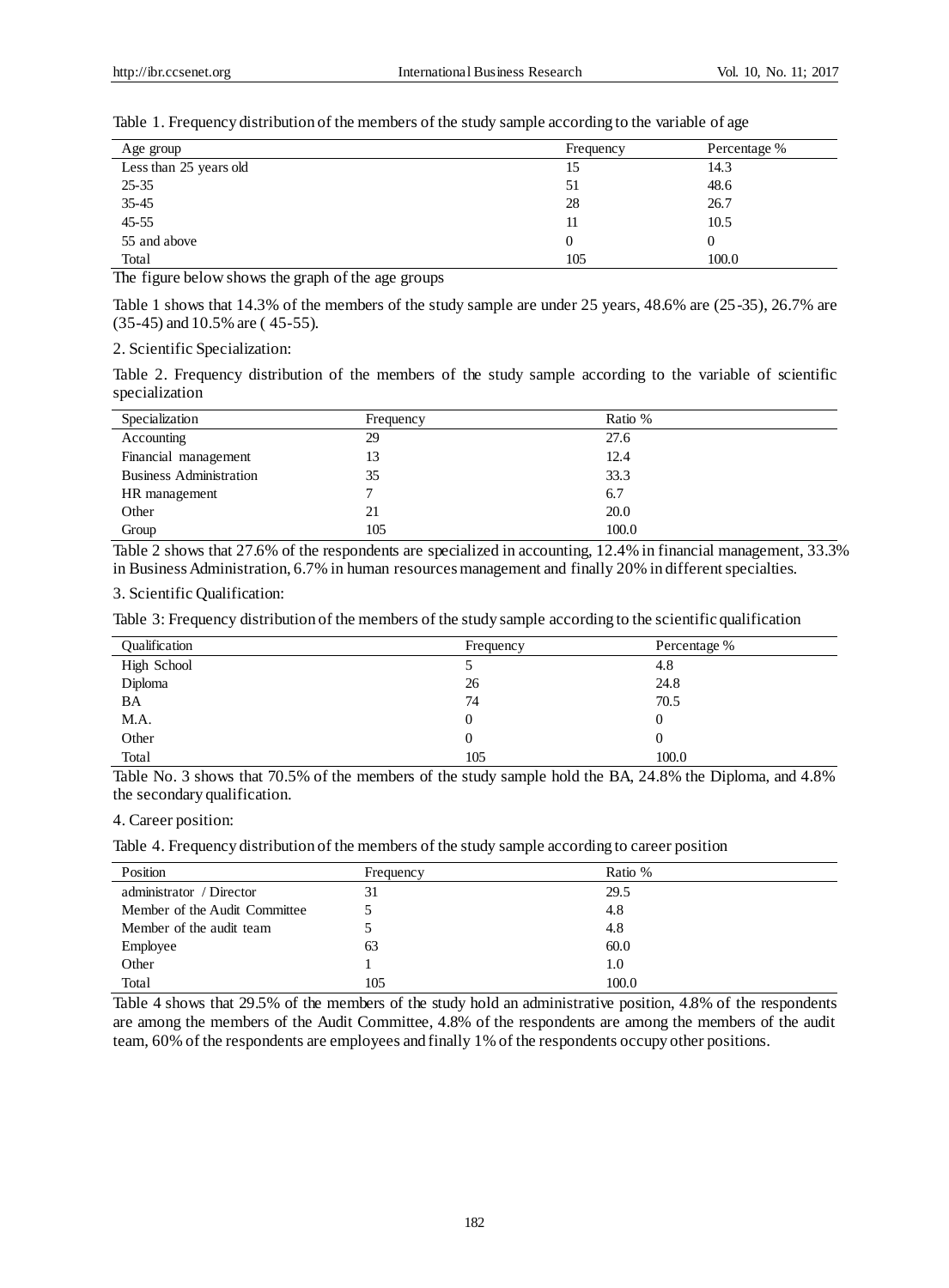Table 1. Frequency distribution of the members of the study sample according to the variable of age

| Age group | Frequency | Percentage % |
| --- | --- | --- |
| Less than 25 years old | 15 | 14.3 |
| 25-35 | 51 | 48.6 |
| 35-45 | 28 | 26.7 |
| 45-55 | 11 | 10.5 |
| 55 and above | 0 | 0 |
| Total | 105 | 100.0 |

The figure below shows the graph of the age groups

Table 1 shows that 14.3% of the members of the study sample are under 25 years, 48.6% are (25-35), 26.7% are (35-45) and 10.5% are ( 45-55).

2. Scientific Specialization:

Table 2. Frequency distribution of the members of the study sample according to the variable of scientific specialization

| Specialization | Frequency | Ratio % |
| --- | --- | --- |
| Accounting | 29 | 27.6 |
| Financial management | 13 | 12.4 |
| Business Administration | 35 | 33.3 |
| HR management | 7 | 6.7 |
| Other | 21 | 20.0 |
| Group | 105 | 100.0 |

Table 2 shows that 27.6% of the respondents are specialized in accounting, 12.4% in financial management, 33.3% in Business Administration, 6.7% in human resources management and finally 20% in different specialties.

3. Scientific Qualification:

Table 3: Frequency distribution of the members of the study sample according to the scientific qualification

| Qualification | Frequency | Percentage % |
| --- | --- | --- |
| High School | 5 | 4.8 |
| Diploma | 26 | 24.8 |
| BA | 74 | 70.5 |
| M.A. | 0 | 0 |
| Other | 0 | 0 |
| Total | 105 | 100.0 |

Table No. 3 shows that 70.5% of the members of the study sample hold the BA, 24.8% the Diploma, and 4.8% the secondary qualification.

4. Career position:

Table 4. Frequency distribution of the members of the study sample according to career position

| Position | Frequency | Ratio % |
| --- | --- | --- |
| administrator / Director | 31 | 29.5 |
| Member of the Audit Committee | 5 | 4.8 |
| Member of the audit team | 5 | 4.8 |
| Employee | 63 | 60.0 |
| Other | 1 | 1.0 |
| Total | 105 | 100.0 |

Table 4 shows that 29.5% of the members of the study hold an administrative position, 4.8% of the respondents are among the members of the Audit Committee, 4.8% of the respondents are among the members of the audit team, 60% of the respondents are employees and finally 1% of the respondents occupy other positions.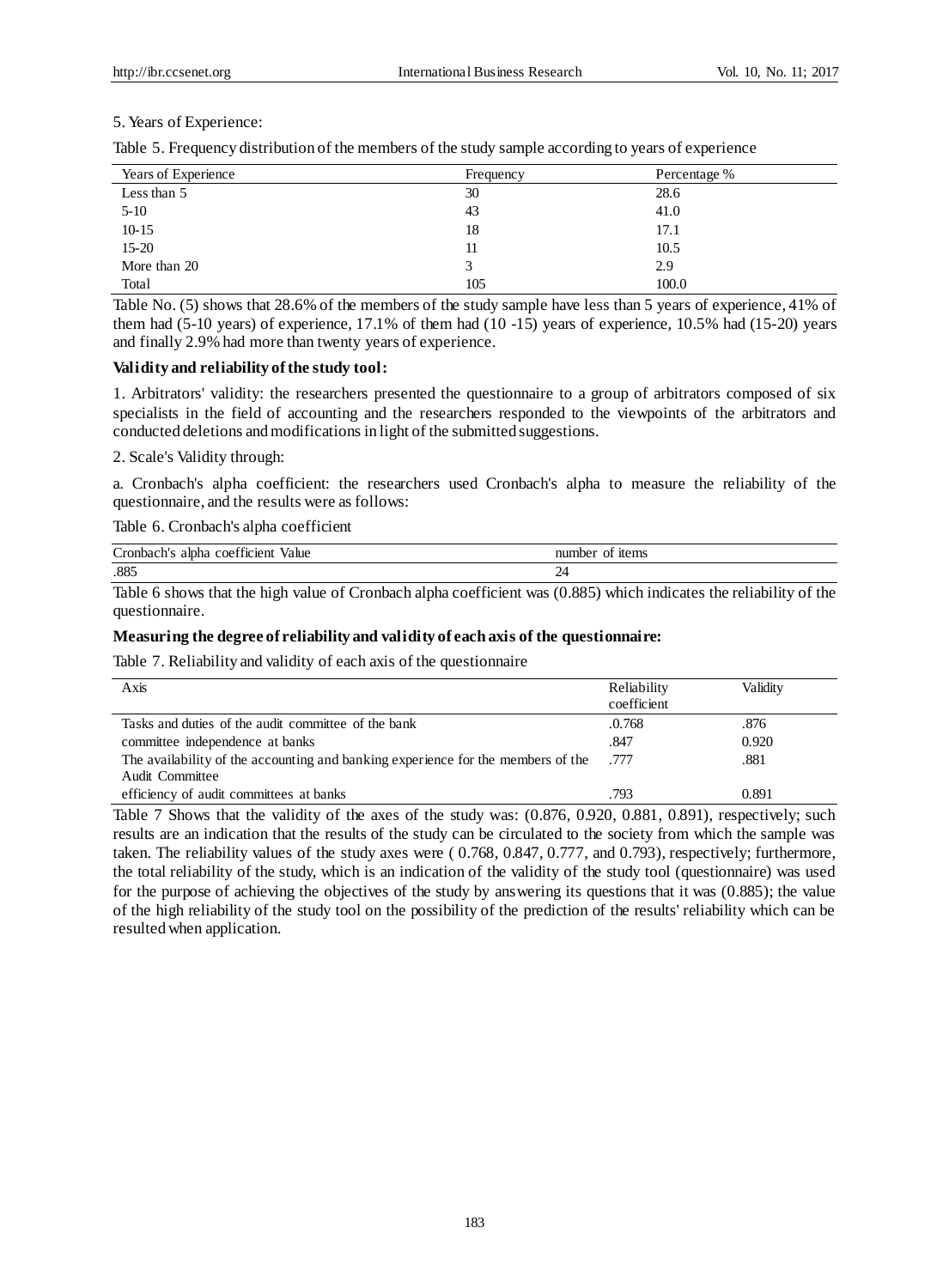5. Years of Experience:

Table 5. Frequency distribution of the members of the study sample according to years of experience

| Years of Experience | Frequency | Percentage % |
|---|---|---|
| Less than 5 | 30 | 28.6 |
| 5-10 | 43 | 41.0 |
| 10-15 | 18 | 17.1 |
| 15-20 | 11 | 10.5 |
| More than 20 | 3 | 2.9 |
| Total | 105 | 100.0 |

Table No. (5) shows that 28.6% of the members of the study sample have less than 5 years of experience, 41% of them had (5-10 years) of experience, 17.1% of them had (10 -15) years of experience, 10.5% had (15-20) years and finally 2.9% had more than twenty years of experience.

**Validity and reliability of the study tool:**

1. Arbitrators' validity: the researchers presented the questionnaire to a group of arbitrators composed of six specialists in the field of accounting and the researchers responded to the viewpoints of the arbitrators and conducted deletions and modifications in light of the submitted suggestions.

2. Scale's Validity through:

a. Cronbach's alpha coefficient: the researchers used Cronbach's alpha to measure the reliability of the questionnaire, and the results were as follows:

Table 6. Cronbach's alpha coefficient

| Cronbach's alpha coefficient Value | number of items |
|---|---|
| .885 | 24 |

Table 6 shows that the high value of Cronbach alpha coefficient was (0.885) which indicates the reliability of the questionnaire.

**Measuring the degree of reliability and validity of each axis of the questionnaire:**

Table 7. Reliability and validity of each axis of the questionnaire

| Axis | Reliability coefficient | Validity |
|---|---|---|
| Tasks and duties of the audit committee of the bank | .0.768 | .876 |
| committee independence at banks | .847 | 0.920 |
| The availability of the accounting and banking experience for the members of the Audit Committee | .777 | .881 |
| efficiency of audit committees at banks | .793 | 0.891 |

Table 7 Shows that the validity of the axes of the study was: (0.876, 0.920, 0.881, 0.891), respectively; such results are an indication that the results of the study can be circulated to the society from which the sample was taken. The reliability values of the study axes were ( 0.768, 0.847, 0.777, and 0.793), respectively; furthermore, the total reliability of the study, which is an indication of the validity of the study tool (questionnaire) was used for the purpose of achieving the objectives of the study by answering its questions that it was (0.885); the value of the high reliability of the study tool on the possibility of the prediction of the results' reliability which can be resulted when application.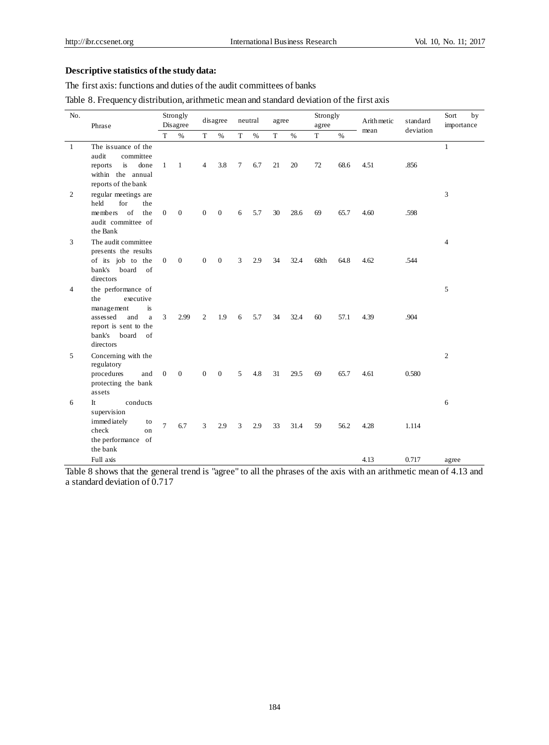**Descriptive statistics of the study data:**

The first axis: functions and duties of the audit committees of banks

Table 8. Frequency distribution, arithmetic mean and standard deviation of the first axis

| No. | Phrase | Strongly Disagree | | disagree | | neutral | | agree | | Strongly agree | | Arithmetic mean | standard deviation | Sort by importance |
|---|---|---|---|---|---|---|---|---|---|---|---|---|---|---|
| | | T | % | T | % | T | % | T | % | T | % | | | |
| 1 | The issuance of the audit committee reports is done within the annual reports of the bank | 1 | 1 | 4 | 3.8 | 7 | 6.7 | 21 | 20 | 72 | 68.6 | 4.51 | .856 | 1 |
| 2 | regular meetings are held for the members of the audit committee of the Bank | 0 | 0 | 0 | 0 | 6 | 5.7 | 30 | 28.6 | 69 | 65.7 | 4.60 | .598 | 3 |
| 3 | The audit committee presents the results of its job to the bank's board of directors | 0 | 0 | 0 | 0 | 3 | 2.9 | 34 | 32.4 | 68th | 64.8 | 4.62 | .544 | 4 |
| 4 | the performance of the executive management is assessed and a report is sent to the bank's board of directors | 3 | 2.99 | 2 | 1.9 | 6 | 5.7 | 34 | 32.4 | 60 | 57.1 | 4.39 | .904 | 5 |
| 5 | Concerning with the regulatory procedures and protecting the bank assets | 0 | 0 | 0 | 0 | 5 | 4.8 | 31 | 29.5 | 69 | 65.7 | 4.61 | 0.580 | 2 |
| 6 | It conducts supervision immediately to check on the performance of the bank | 7 | 6.7 | 3 | 2.9 | 3 | 2.9 | 33 | 31.4 | 59 | 56.2 | 4.28 | 1.114 | 6 |
| | Full axis | | | | | | | | | | | 4.13 | 0.717 | agree |

Table 8 shows that the general trend is "agree" to all the phrases of the axis with an arithmetic mean of 4.13 and a standard deviation of 0.717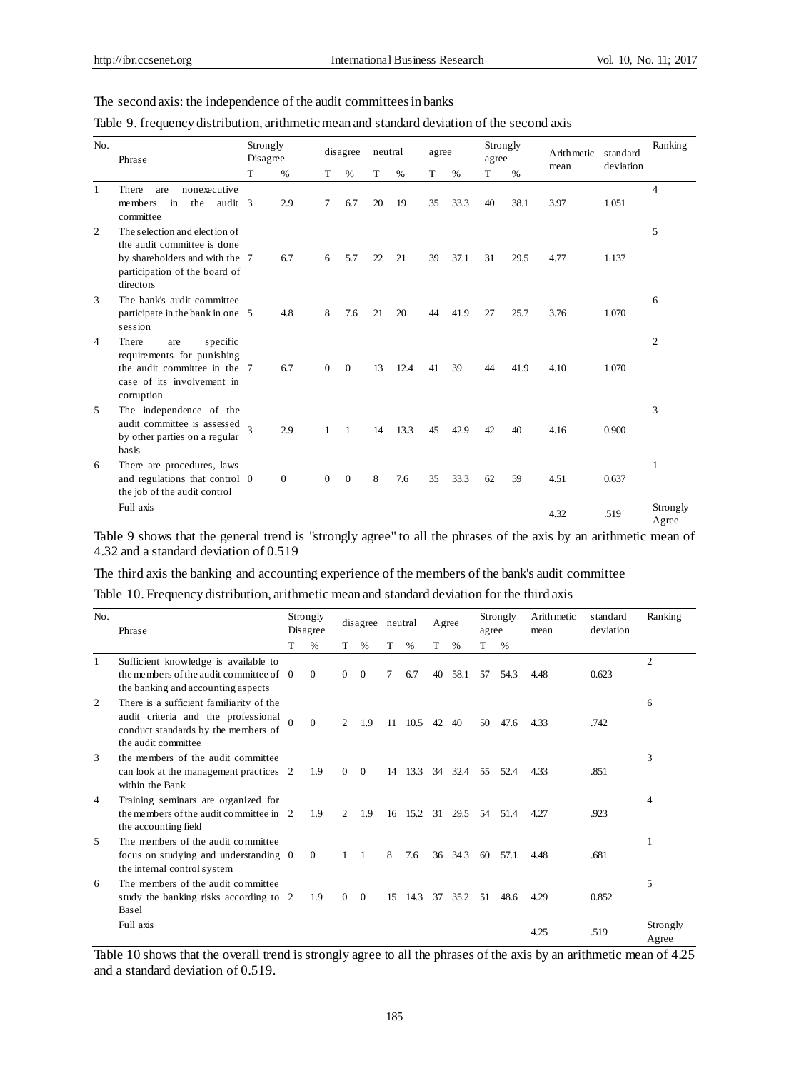The second axis: the independence of the audit committees in banks

Table 9. frequency distribution, arithmetic mean and standard deviation of the second axis

| No. | Phrase | Strongly Disagree | | disagree | | neutral | | agree | | Strongly agree | | Arithmetic mean | standard deviation | Ranking |
|---|---|---|---|---|---|---|---|---|---|---|---|---|---|---|
| | | T | % | T | % | T | % | T | % | T | % | | | |
| 1 | There are nonexecutive members in the audit committee | 3 | 2.9 | 7 | 6.7 | 20 | 19 | 35 | 33.3 | 40 | 38.1 | 3.97 | 1.051 | 4 |
| 2 | The selection and election of the audit committee is done by shareholders and with the participation of the board of directors | 7 | 6.7 | 6 | 5.7 | 22 | 21 | 39 | 37.1 | 31 | 29.5 | 4.77 | 1.137 | 5 |
| 3 | The bank's audit committee participate in the bank in one session | 5 | 4.8 | 8 | 7.6 | 21 | 20 | 44 | 41.9 | 27 | 25.7 | 3.76 | 1.070 | 6 |
| 4 | There are specific requirements for punishing the audit committee in the case of its involvement in corruption | 7 | 6.7 | 0 | 0 | 13 | 12.4 | 41 | 39 | 44 | 41.9 | 4.10 | 1.070 | 2 |
| 5 | The independence of the audit committee is assessed by other parties on a regular basis | 3 | 2.9 | 1 | 1 | 14 | 13.3 | 45 | 42.9 | 42 | 40 | 4.16 | 0.900 | 3 |
| 6 | There are procedures, laws and regulations that control the job of the audit control | 0 | 0 | 0 | 0 | 8 | 7.6 | 35 | 33.3 | 62 | 59 | 4.51 | 0.637 | 1 |
| | Full axis | | | | | | | | | | | 4.32 | .519 | Strongly Agree |

Table 9 shows that the general trend is "strongly agree" to all the phrases of the axis by an arithmetic mean of 4.32 and a standard deviation of 0.519

The third axis the banking and accounting experience of the members of the bank's audit committee

Table 10. Frequency distribution, arithmetic mean and standard deviation for the third axis

| No. | Phrase | Strongly Disagree | | disagree | | neutral | | Agree | | Strongly agree | | Arithmetic mean | standard deviation | Ranking |
|---|---|---|---|---|---|---|---|---|---|---|---|---|---|---|
| | | T | % | T | % | T | % | T | % | T | % | | | |
| 1 | Sufficient knowledge is available to the members of the audit committee of the banking and accounting aspects | 0 | 0 | 0 | 0 | 7 | 6.7 | 40 | 58.1 | 57 | 54.3 | 4.48 | 0.623 | 2 |
| 2 | There is a sufficient familiarity of the audit criteria and the professional conduct standards by the members of the audit committee | 0 | 0 | 2 | 1.9 | 11 | 10.5 | 42 | 40 | 50 | 47.6 | 4.33 | .742 | 6 |
| 3 | the members of the audit committee can look at the management practices within the Bank | 2 | 1.9 | 0 | 0 | 14 | 13.3 | 34 | 32.4 | 55 | 52.4 | 4.33 | .851 | 3 |
| 4 | Training seminars are organized for the members of the audit committee in the accounting field | 2 | 1.9 | 2 | 1.9 | 16 | 15.2 | 31 | 29.5 | 54 | 51.4 | 4.27 | .923 | 4 |
| 5 | The members of the audit committee focus on studying and understanding the internal control system | 0 | 0 | 1 | 1 | 8 | 7.6 | 36 | 34.3 | 60 | 57.1 | 4.48 | .681 | 1 |
| 6 | The members of the audit committee study the banking risks according to Basel | 2 | 1.9 | 0 | 0 | 15 | 14.3 | 37 | 35.2 | 51 | 48.6 | 4.29 | 0.852 | 5 |
| | Full axis | | | | | | | | | | | 4.25 | .519 | Strongly Agree |

Table 10 shows that the overall trend is strongly agree to all the phrases of the axis by an arithmetic mean of 4.25 and a standard deviation of 0.519.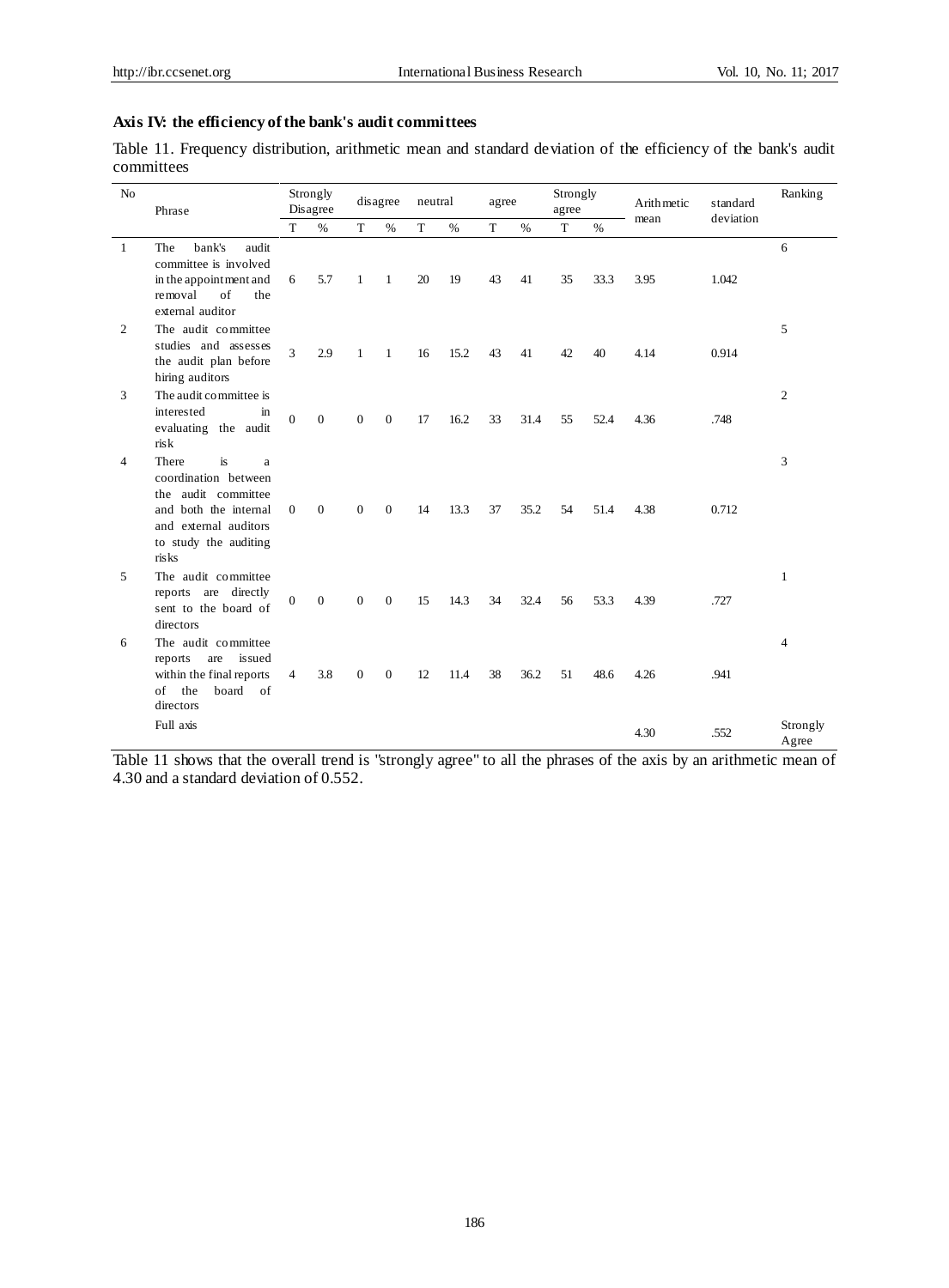### Axis IV: the efficiency of the bank's audit committees

Table 11. Frequency distribution, arithmetic mean and standard deviation of the efficiency of the bank's audit committees

| No | Phrase | Strongly Disagree | | disagree | | neutral | | agree | | Strongly agree | | Arithmetic mean | standard deviation | Ranking |
|---|---|---|---|---|---|---|---|---|---|---|---|---|---|---|
| | | T | % | T | % | T | % | T | % | T | % | | | |
| 1 | The bank's audit committee is involved in the appointment and removal of the external auditor | 6 | 5.7 | 1 | 1 | 20 | 19 | 43 | 41 | 35 | 33.3 | 3.95 | 1.042 | 6 |
| 2 | The audit committee studies and assesses the audit plan before hiring auditors | 3 | 2.9 | 1 | 1 | 16 | 15.2 | 43 | 41 | 42 | 40 | 4.14 | 0.914 | 5 |
| 3 | The audit committee is interested in evaluating the audit risk | 0 | 0 | 0 | 0 | 17 | 16.2 | 33 | 31.4 | 55 | 52.4 | 4.36 | .748 | 2 |
| 4 | There is a coordination between the audit committee and both the internal and external auditors to study the auditing risks | 0 | 0 | 0 | 0 | 14 | 13.3 | 37 | 35.2 | 54 | 51.4 | 4.38 | 0.712 | 3 |
| 5 | The audit committee reports are directly sent to the board of directors | 0 | 0 | 0 | 0 | 15 | 14.3 | 34 | 32.4 | 56 | 53.3 | 4.39 | .727 | 1 |
| 6 | The audit committee reports are issued within the final reports of the board of directors | 4 | 3.8 | 0 | 0 | 12 | 11.4 | 38 | 36.2 | 51 | 48.6 | 4.26 | .941 | 4 |
| | Full axis | | | | | | | | | | | 4.30 | .552 | Strongly Agree |

Table 11 shows that the overall trend is "strongly agree" to all the phrases of the axis by an arithmetic mean of 4.30 and a standard deviation of 0.552.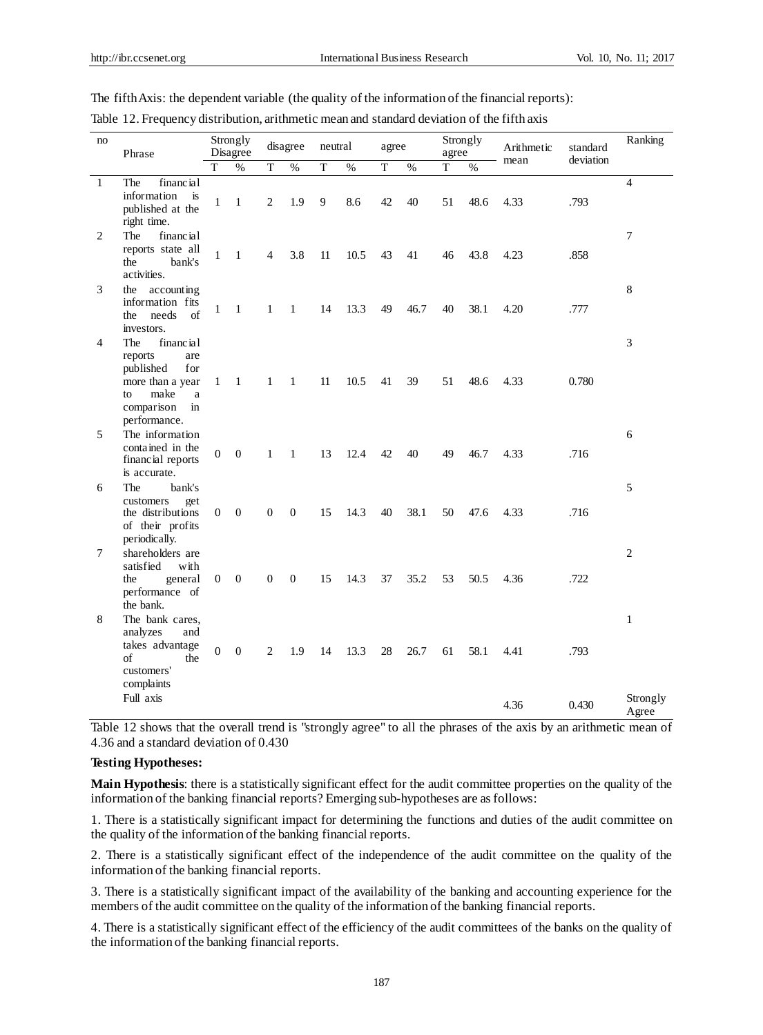The fifth Axis: the dependent variable (the quality of the information of the financial reports):

Table 12. Frequency distribution, arithmetic mean and standard deviation of the fifth axis

| no | Phrase | Strongly Disagree | | disagree | | neutral | | agree | | Strongly agree | | Arithmetic mean | standard deviation | Ranking |
|---|---|---|---|---|---|---|---|---|---|---|---|---|---|---|
| | | T | % | T | % | T | % | T | % | T | % | | | |
| 1 | The financial information is published at the right time. | 1 | 1 | 2 | 1.9 | 9 | 8.6 | 42 | 40 | 51 | 48.6 | 4.33 | .793 | 4 |
| 2 | The financial reports state all the bank's activities. | 1 | 1 | 4 | 3.8 | 11 | 10.5 | 43 | 41 | 46 | 43.8 | 4.23 | .858 | 7 |
| 3 | the accounting information fits the needs of investors. | 1 | 1 | 1 | 1 | 14 | 13.3 | 49 | 46.7 | 40 | 38.1 | 4.20 | .777 | 8 |
| 4 | The financial reports are published for more than a year to make a comparison in performance. | 1 | 1 | 1 | 1 | 11 | 10.5 | 41 | 39 | 51 | 48.6 | 4.33 | 0.780 | 3 |
| 5 | The information contained in the financial reports is accurate. | 0 | 0 | 1 | 1 | 13 | 12.4 | 42 | 40 | 49 | 46.7 | 4.33 | .716 | 6 |
| 6 | The bank's customers get the distributions of their profits periodically. | 0 | 0 | 0 | 0 | 15 | 14.3 | 40 | 38.1 | 50 | 47.6 | 4.33 | .716 | 5 |
| 7 | shareholders are satisfied with the general performance of the bank. | 0 | 0 | 0 | 0 | 15 | 14.3 | 37 | 35.2 | 53 | 50.5 | 4.36 | .722 | 2 |
| 8 | The bank cares, analyzes and takes advantage of the customers' complaints | 0 | 0 | 2 | 1.9 | 14 | 13.3 | 28 | 26.7 | 61 | 58.1 | 4.41 | .793 | 1 |
| | Full axis | | | | | | | | | | | 4.36 | 0.430 | Strongly Agree |

Table 12 shows that the overall trend is "strongly agree" to all the phrases of the axis by an arithmetic mean of 4.36 and a standard deviation of 0.430

**Testing Hypotheses:**

**Main Hypothesis**: there is a statistically significant effect for the audit committee properties on the quality of the information of the banking financial reports? Emerging sub-hypotheses are as follows:

1. There is a statistically significant impact for determining the functions and duties of the audit committee on the quality of the information of the banking financial reports.

2. There is a statistically significant effect of the independence of the audit committee on the quality of the information of the banking financial reports.

3. There is a statistically significant impact of the availability of the banking and accounting experience for the members of the audit committee on the quality of the information of the banking financial reports.

4. There is a statistically significant effect of the efficiency of the audit committees of the banks on the quality of the information of the banking financial reports.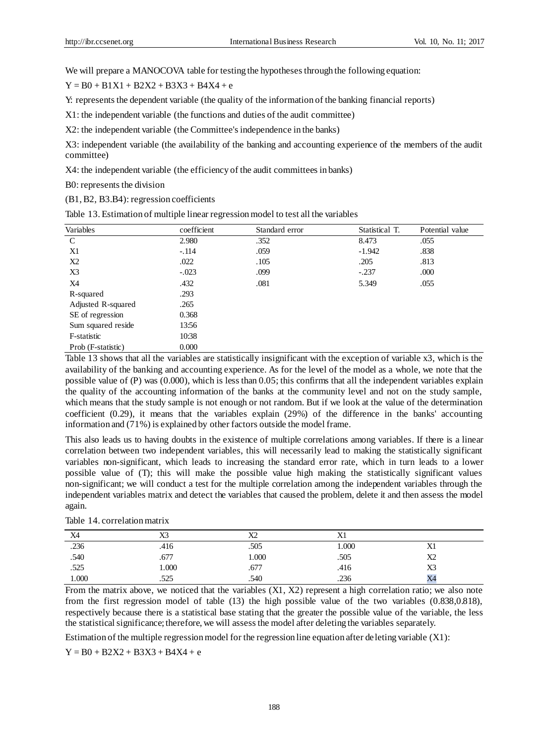We will prepare a MANOCOVA table for testing the hypotheses through the following equation:

$Y = B0 + B1X1 + B2X2 + B3X3 + B4X4 + e$

Y: represents the dependent variable (the quality of the information of the banking financial reports)

X1: the independent variable (the functions and duties of the audit committee)

X2: the independent variable (the Committee's independence in the banks)

X3: independent variable (the availability of the banking and accounting experience of the members of the audit committee)

X4: the independent variable (the efficiency of the audit committees in banks)

B0: represents the division

(B1, B2, B3.B4): regression coefficients

Table 13. Estimation of multiple linear regression model to test all the variables

| Variables | coefficient | Standard error | Statistical T. | Potential value |
|---|---|---|---|---|
| C | 2.980 | .352 | 8.473 | .055 |
| X1 | -.114 | .059 | -1.942 | .838 |
| X2 | .022 | .105 | .205 | .813 |
| X3 | -.023 | .099 | -.237 | .000 |
| X4 | .432 | .081 | 5.349 | .055 |
| R-squared | .293 | | | |
| Adjusted R-squared | .265 | | | |
| SE of regression | 0.368 | | | |
| Sum squared reside | 13:56 | | | |
| F-statistic | 10:38 | | | |
| Prob (F-statistic) | 0.000 | | | |

Table 13 shows that all the variables are statistically insignificant with the exception of variable x3, which is the availability of the banking and accounting experience. As for the level of the model as a whole, we note that the possible value of (P) was (0.000), which is less than 0.05; this confirms that all the independent variables explain the quality of the accounting information of the banks at the community level and not on the study sample, which means that the study sample is not enough or not random. But if we look at the value of the determination coefficient (0.29), it means that the variables explain (29%) of the difference in the banks' accounting information and (71%) is explained by other factors outside the model frame.

This also leads us to having doubts in the existence of multiple correlations among variables. If there is a linear correlation between two independent variables, this will necessarily lead to making the statistically significant variables non-significant, which leads to increasing the standard error rate, which in turn leads to a lower possible value of (T); this will make the possible value high making the statistically significant values non-significant; we will conduct a test for the multiple correlation among the independent variables through the independent variables matrix and detect the variables that caused the problem, delete it and then assess the model again.

Table 14. correlation matrix

| X4 | X3 | X2 | X1 | |
|---|---|---|---|---|
| .236 | .416 | .505 | 1.000 | X1 |
| .540 | .677 | 1.000 | .505 | X2 |
| .525 | 1.000 | .677 | .416 | X3 |
| 1.000 | .525 | .540 | .236 | X4 |

From the matrix above, we noticed that the variables (X1, X2) represent a high correlation ratio; we also note from the first regression model of table (13) the high possible value of the two variables (0.838,0.818), respectively because there is a statistical base stating that the greater the possible value of the variable, the less the statistical significance; therefore, we will assess the model after deleting the variables separately.

Estimation of the multiple regression model for the regression line equation after deleting variable (X1):

$Y = B0 + B2X2 + B3X3 + B4X4 + e$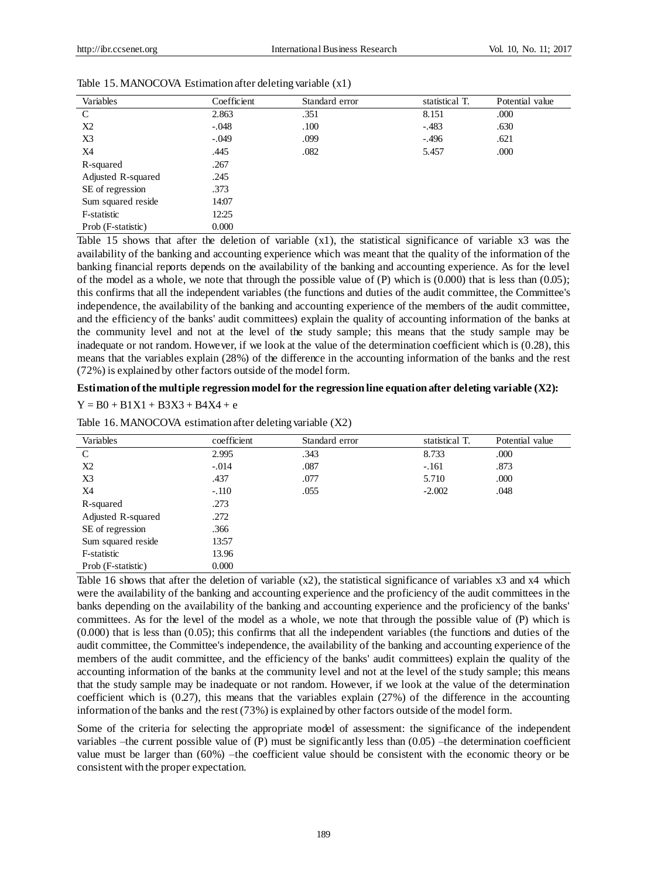Table 15. MANOCOVA Estimation after deleting variable (x1)

| Variables | Coefficient | Standard error | statistical T. | Potential value |
|---|---|---|---|---|
| C | 2.863 | .351 | 8.151 | .000 |
| X2 | -.048 | .100 | -.483 | .630 |
| X3 | -.049 | .099 | -.496 | .621 |
| X4 | .445 | .082 | 5.457 | .000 |
| R-squared | .267 | | | |
| Adjusted R-squared | .245 | | | |
| SE of regression | .373 | | | |
| Sum squared reside | 14:07 | | | |
| F-statistic | 12:25 | | | |
| Prob (F-statistic) | 0.000 | | | |

Table 15 shows that after the deletion of variable (x1), the statistical significance of variable x3 was the availability of the banking and accounting experience which was meant that the quality of the information of the banking financial reports depends on the availability of the banking and accounting experience. As for the level of the model as a whole, we note that through the possible value of (P) which is (0.000) that is less than (0.05); this confirms that all the independent variables (the functions and duties of the audit committee, the Committee's independence, the availability of the banking and accounting experience of the members of the audit committee, and the efficiency of the banks' audit committees) explain the quality of accounting information of the banks at the community level and not at the level of the study sample; this means that the study sample may be inadequate or not random. However, if we look at the value of the determination coefficient which is (0.28), this means that the variables explain (28%) of the difference in the accounting information of the banks and the rest (72%) is explained by other factors outside of the model form.

**Estimation of the multiple regression model for the regression line equation after deleting variable (X2):**

$Y = B0 + B1X1 + B3X3 + B4X4 + e$

Table 16. MANOCOVA estimation after deleting variable (X2)

| Variables | coefficient | Standard error | statistical T. | Potential value |
|---|---|---|---|---|
| C | 2.995 | .343 | 8.733 | .000 |
| X2 | -.014 | .087 | -.161 | .873 |
| X3 | .437 | .077 | 5.710 | .000 |
| X4 | -.110 | .055 | -2.002 | .048 |
| R-squared | .273 | | | |
| Adjusted R-squared | .272 | | | |
| SE of regression | .366 | | | |
| Sum squared reside | 13:57 | | | |
| F-statistic | 13.96 | | | |
| Prob (F-statistic) | 0.000 | | | |

Table 16 shows that after the deletion of variable (x2), the statistical significance of variables x3 and x4 which were the availability of the banking and accounting experience and the proficiency of the audit committees in the banks depending on the availability of the banking and accounting experience and the proficiency of the banks' committees. As for the level of the model as a whole, we note that through the possible value of (P) which is (0.000) that is less than (0.05); this confirms that all the independent variables (the functions and duties of the audit committee, the Committee's independence, the availability of the banking and accounting experience of the members of the audit committee, and the efficiency of the banks' audit committees) explain the quality of the accounting information of the banks at the community level and not at the level of the study sample; this means that the study sample may be inadequate or not random. However, if we look at the value of the determination coefficient which is (0.27), this means that the variables explain (27%) of the difference in the accounting information of the banks and the rest (73%) is explained by other factors outside of the model form.

Some of the criteria for selecting the appropriate model of assessment: the significance of the independent variables –the current possible value of (P) must be significantly less than (0.05) –the determination coefficient value must be larger than (60%) –the coefficient value should be consistent with the economic theory or be consistent with the proper expectation.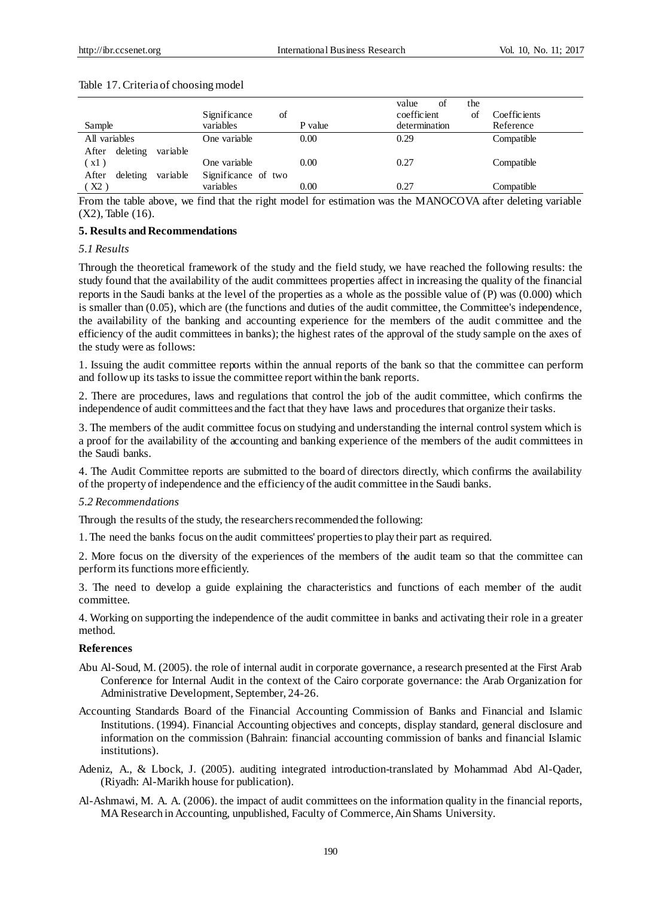Table 17. Criteria of choosing model

| Sample | Significance of variables | P value | value of the coefficient of determination | Coefficients Reference |
|---|---|---|---|---|
| All variables | One variable | 0.00 | 0.29 | Compatible |
| After deleting variable ( x1 ) | One variable | 0.00 | 0.27 | Compatible |
| After deleting variable ( X2 ) | Significance of two variables | 0.00 | 0.27 | Compatible |

From the table above, we find that the right model for estimation was the MANOCOVA after deleting variable (X2), Table (16).

## 5. Results and Recommendations

### *5.1 Results*

Through the theoretical framework of the study and the field study, we have reached the following results: the study found that the availability of the audit committees properties affect in increasing the quality of the financial reports in the Saudi banks at the level of the properties as a whole as the possible value of (P) was (0.000) which is smaller than (0.05), which are (the functions and duties of the audit committee, the Committee's independence, the availability of the banking and accounting experience for the members of the audit committee and the efficiency of the audit committees in banks); the highest rates of the approval of the study sample on the axes of the study were as follows:

1. Issuing the audit committee reports within the annual reports of the bank so that the committee can perform and follow up its tasks to issue the committee report within the bank reports.

2. There are procedures, laws and regulations that control the job of the audit committee, which confirms the independence of audit committees and the fact that they have laws and procedures that organize their tasks.

3. The members of the audit committee focus on studying and understanding the internal control system which is a proof for the availability of the accounting and banking experience of the members of the audit committees in the Saudi banks.

4. The Audit Committee reports are submitted to the board of directors directly, which confirms the availability of the property of independence and the efficiency of the audit committee in the Saudi banks.

### *5.2 Recommendations*

Through the results of the study, the researchers recommended the following:

1. The need the banks focus on the audit committees' properties to play their part as required.

2. More focus on the diversity of the experiences of the members of the audit team so that the committee can perform its functions more efficiently.

3. The need to develop a guide explaining the characteristics and functions of each member of the audit committee.

4. Working on supporting the independence of the audit committee in banks and activating their role in a greater method.

## References

Abu Al-Soud, M. (2005). the role of internal audit in corporate governance, a research presented at the First Arab Conference for Internal Audit in the context of the Cairo corporate governance: the Arab Organization for Administrative Development, September, 24-26.

Accounting Standards Board of the Financial Accounting Commission of Banks and Financial and Islamic Institutions. (1994). Financial Accounting objectives and concepts, display standard, general disclosure and information on the commission (Bahrain: financial accounting commission of banks and financial Islamic institutions).

Adeniz, A., & Lbock, J. (2005). auditing integrated introduction-translated by Mohammad Abd Al-Qader, (Riyadh: Al-Marikh house for publication).

Al-Ashmawi, M. A. A. (2006). the impact of audit committees on the information quality in the financial reports, MA Research in Accounting, unpublished, Faculty of Commerce, Ain Shams University.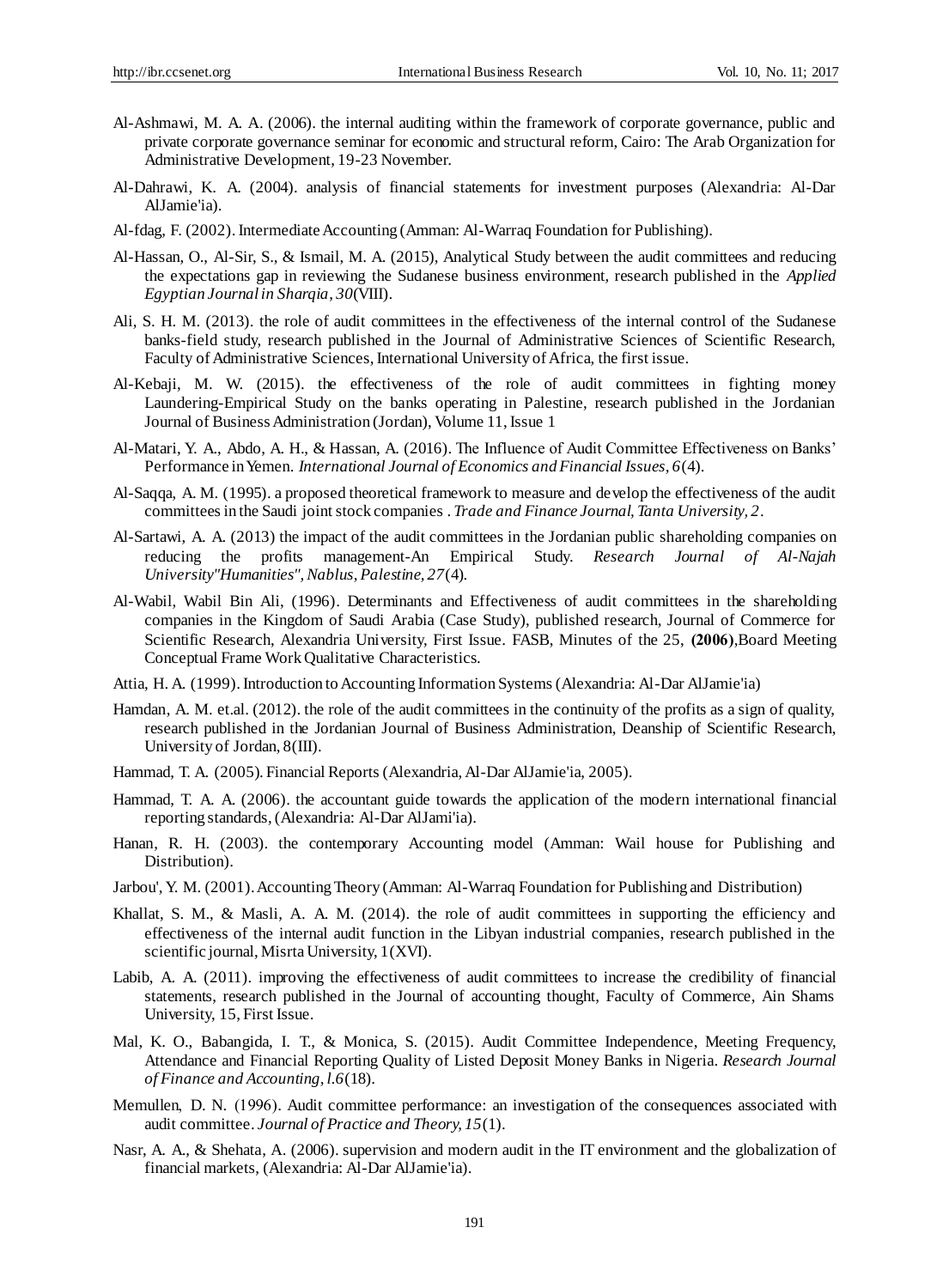Al-Ashmawi, M. A. A. (2006). the internal auditing within the framework of corporate governance, public and private corporate governance seminar for economic and structural reform, Cairo: The Arab Organization for Administrative Development, 19-23 November.

Al-Dahrawi, K. A. (2004). analysis of financial statements for investment purposes (Alexandria: Al-Dar AlJamie'ia).

Al-fdag, F. (2002). Intermediate Accounting (Amman: Al-Warraq Foundation for Publishing).

Al-Hassan, O., Al-Sir, S., & Ismail, M. A. (2015), Analytical Study between the audit committees and reducing the expectations gap in reviewing the Sudanese business environment, research published in the *Applied Egyptian Journal in Sharqia*, *30*(VIII).

Ali, S. H. M. (2013). the role of audit committees in the effectiveness of the internal control of the Sudanese banks-field study, research published in the Journal of Administrative Sciences of Scientific Research, Faculty of Administrative Sciences, International University of Africa, the first issue.

Al-Kebaji, M. W. (2015). the effectiveness of the role of audit committees in fighting money Laundering-Empirical Study on the banks operating in Palestine, research published in the Jordanian Journal of Business Administration (Jordan), Volume 11, Issue 1

Al-Matari, Y. A., Abdo, A. H., & Hassan, A. (2016). The Influence of Audit Committee Effectiveness on Banks' Performance in Yemen. *International Journal of Economics and Financial Issues, 6*(4).

Al-Saqqa, A. M. (1995). a proposed theoretical framework to measure and develop the effectiveness of the audit committees in the Saudi joint stock companies . *Trade and Finance Journal, Tanta University, 2*.

Al-Sartawi, A. A. (2013) the impact of the audit committees in the Jordanian public shareholding companies on reducing the profits management-An Empirical Study. *Research Journal of Al-Najah University"Humanities", Nablus, Palestine, 27*(4).

Al-Wabil, Wabil Bin Ali, (1996). Determinants and Effectiveness of audit committees in the shareholding companies in the Kingdom of Saudi Arabia (Case Study), published research, Journal of Commerce for Scientific Research, Alexandria University, First Issue. FASB, Minutes of the 25, **(2006)**,Board Meeting Conceptual Frame Work Qualitative Characteristics.

Attia, H. A. (1999). Introduction to Accounting Information Systems (Alexandria: Al-Dar AlJamie'ia)

Hamdan, A. M. et.al. (2012). the role of the audit committees in the continuity of the profits as a sign of quality, research published in the Jordanian Journal of Business Administration, Deanship of Scientific Research, University of Jordan, 8(III).

Hammad, T. A. (2005). Financial Reports (Alexandria, Al-Dar AlJamie'ia, 2005).

Hammad, T. A. A. (2006). the accountant guide towards the application of the modern international financial reporting standards, (Alexandria: Al-Dar AlJami'ia).

Hanan, R. H. (2003). the contemporary Accounting model (Amman: Wail house for Publishing and Distribution).

Jarbou', Y. M. (2001). Accounting Theory (Amman: Al-Warraq Foundation for Publishing and Distribution)

Khallat, S. M., & Masli, A. A. M. (2014). the role of audit committees in supporting the efficiency and effectiveness of the internal audit function in the Libyan industrial companies, research published in the scientific journal, Misrta University, 1(XVI).

Labib, A. A. (2011). improving the effectiveness of audit committees to increase the credibility of financial statements, research published in the Journal of accounting thought, Faculty of Commerce, Ain Shams University, 15, First Issue.

Mal, K. O., Babangida, I. T., & Monica, S. (2015). Audit Committee Independence, Meeting Frequency, Attendance and Financial Reporting Quality of Listed Deposit Money Banks in Nigeria. *Research Journal of Finance and Accounting, l.6*(18).

Memullen, D. N. (1996). Audit committee performance: an investigation of the consequences associated with audit committee. *Journal of Practice and Theory, 15*(1).

Nasr, A. A., & Shehata, A. (2006). supervision and modern audit in the IT environment and the globalization of financial markets, (Alexandria: Al-Dar AlJamie'ia).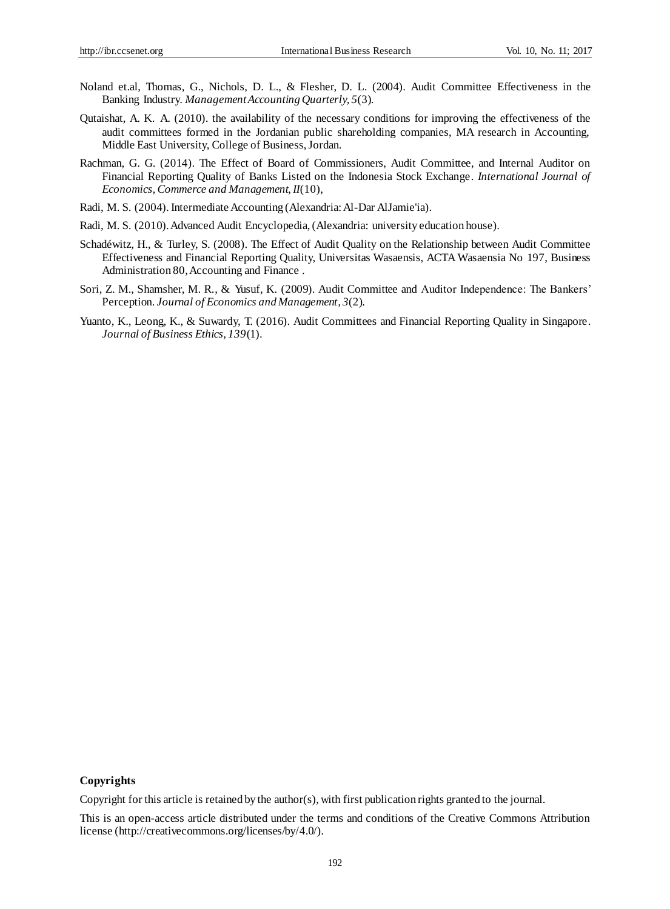Noland et.al, Thomas, G., Nichols, D. L., & Flesher, D. L. (2004). Audit Committee Effectiveness in the Banking Industry. *Management Accounting Quarterly, 5*(3).

Qutaishat, A. K. A. (2010). the availability of the necessary conditions for improving the effectiveness of the audit committees formed in the Jordanian public shareholding companies, MA research in Accounting, Middle East University, College of Business, Jordan.

Rachman, G. G. (2014). The Effect of Board of Commissioners, Audit Committee, and Internal Auditor on Financial Reporting Quality of Banks Listed on the Indonesia Stock Exchange. *International Journal of Economics, Commerce and Management, II*(10),

Radi, M. S. (2004). Intermediate Accounting (Alexandria: Al-Dar AlJamie'ia).

Radi, M. S. (2010). Advanced Audit Encyclopedia, (Alexandria: university education house).

Schadéwitz, H., & Turley, S. (2008). The Effect of Audit Quality on the Relationship between Audit Committee Effectiveness and Financial Reporting Quality, Universitas Wasaensis, ACTA Wasaensia No 197, Business Administration 80, Accounting and Finance .

Sori, Z. M., Shamsher, M. R., & Yusuf, K. (2009). Audit Committee and Auditor Independence: The Bankers' Perception. *Journal of Economics and Management, 3*(2).

Yuanto, K., Leong, K., & Suwardy, T. (2016). Audit Committees and Financial Reporting Quality in Singapore. *Journal of Business Ethics, 139*(1).

**Copyrights**

Copyright for this article is retained by the author(s), with first publication rights granted to the journal.

This is an open-access article distributed under the terms and conditions of the Creative Commons Attribution license (http://creativecommons.org/licenses/by/4.0/).